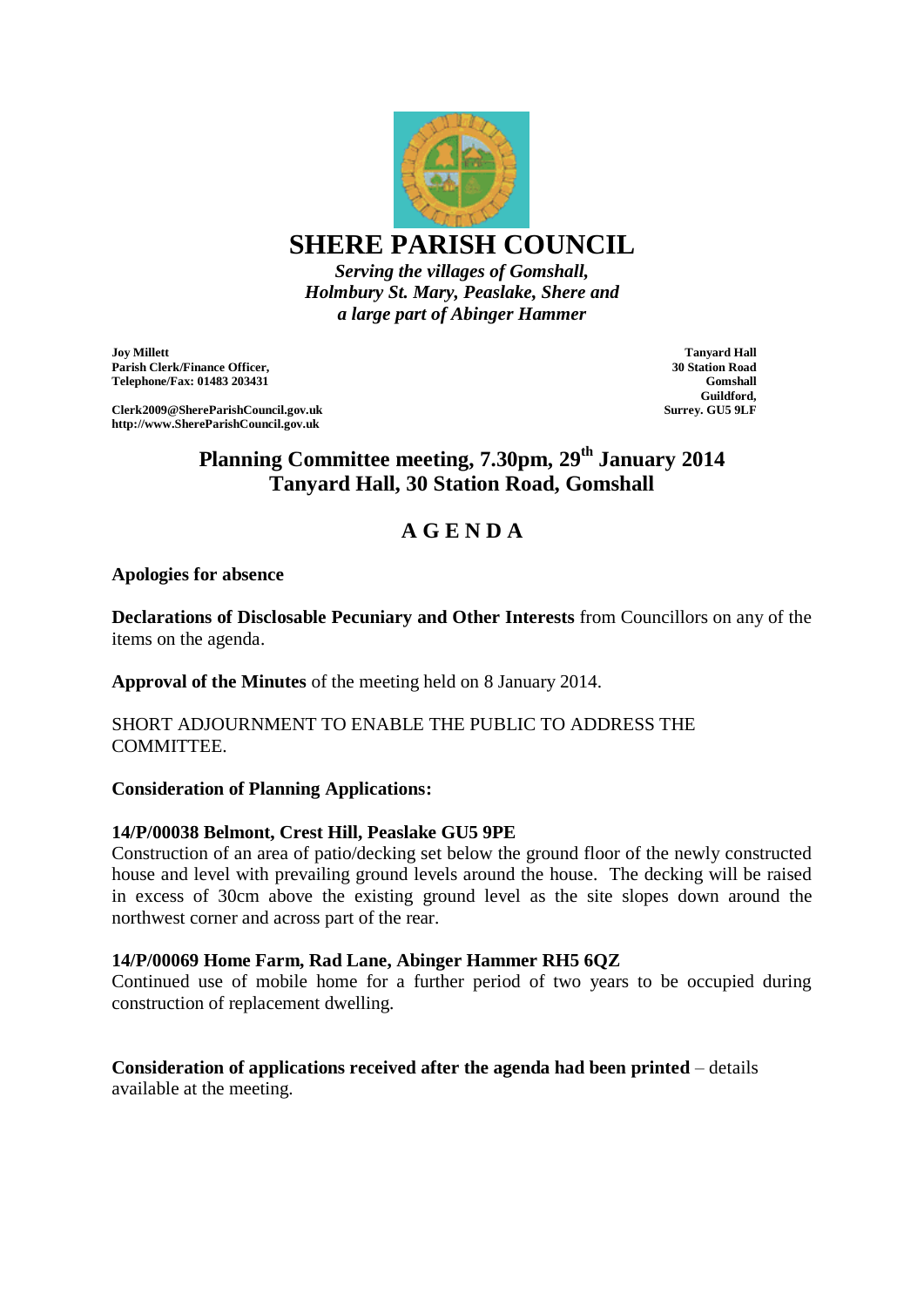# SHERE PARISH COUNCIL

*Serving the villages of Gomshall, Holmbury St. Mary, Peaslake, Shere and a large part of Abinger Hammer*

**Joy Millett**
**Parish Clerk/Finance Officer,**
**Telephone/Fax: 01483 203431**

**Clerk2009@ShereParishCouncil.gov.uk**
**http://www.ShereParishCouncil.gov.uk**

**Tanyard Hall**
**30 Station Road**
**Gomshall**
**Guildford,**
**Surrey. GU5 9LF**

## Planning Committee meeting, 7.30pm, 29th January 2014
## Tanyard Hall, 30 Station Road, Gomshall

## A G E N D A

**Apologies for absence**

**Declarations of Disclosable Pecuniary and Other Interests** from Councillors on any of the items on the agenda.

**Approval of the Minutes** of the meeting held on 8 January 2014.

SHORT ADJOURNMENT TO ENABLE THE PUBLIC TO ADDRESS THE COMMITTEE.

**Consideration of Planning Applications:**

**14/P/00038 Belmont, Crest Hill, Peaslake GU5 9PE**
Construction of an area of patio/decking set below the ground floor of the newly constructed house and level with prevailing ground levels around the house. The decking will be raised in excess of 30cm above the existing ground level as the site slopes down around the northwest corner and across part of the rear.

**14/P/00069 Home Farm, Rad Lane, Abinger Hammer RH5 6QZ**
Continued use of mobile home for a further period of two years to be occupied during construction of replacement dwelling.

**Consideration of applications received after the agenda had been printed** – details available at the meeting.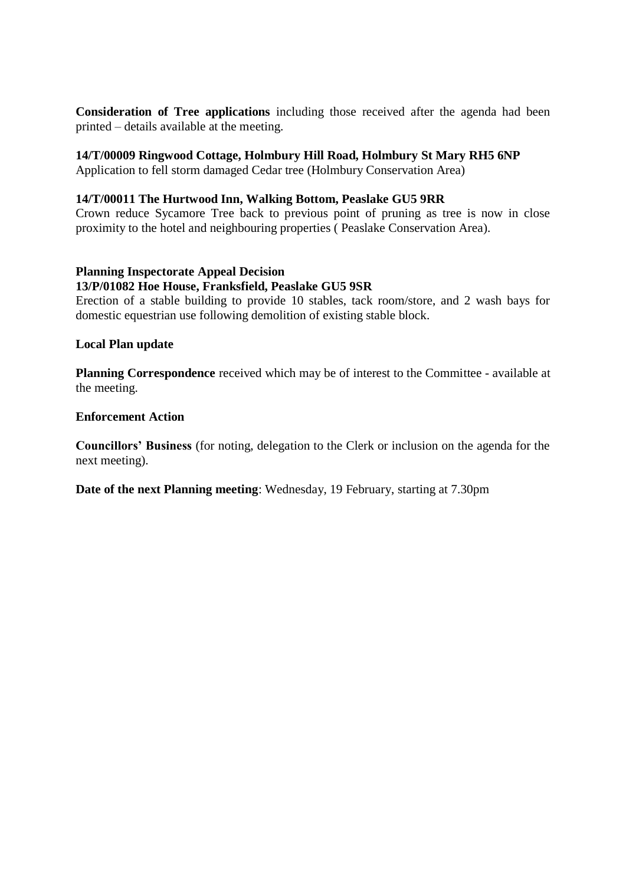**Consideration of Tree applications** including those received after the agenda had been printed – details available at the meeting.

**14/T/00009 Ringwood Cottage, Holmbury Hill Road, Holmbury St Mary RH5 6NP**
Application to fell storm damaged Cedar tree (Holmbury Conservation Area)

**14/T/00011 The Hurtwood Inn, Walking Bottom, Peaslake GU5 9RR**
Crown reduce Sycamore Tree back to previous point of pruning as tree is now in close proximity to the hotel and neighbouring properties ( Peaslake Conservation Area).

**Planning Inspectorate Appeal Decision**
**13/P/01082 Hoe House, Franksfield, Peaslake GU5 9SR**
Erection of a stable building to provide 10 stables, tack room/store, and 2 wash bays for domestic equestrian use following demolition of existing stable block.

**Local Plan update**

**Planning Correspondence** received which may be of interest to the Committee - available at the meeting.

**Enforcement Action**

**Councillors' Business** (for noting, delegation to the Clerk or inclusion on the agenda for the next meeting).

**Date of the next Planning meeting**: Wednesday, 19 February, starting at 7.30pm